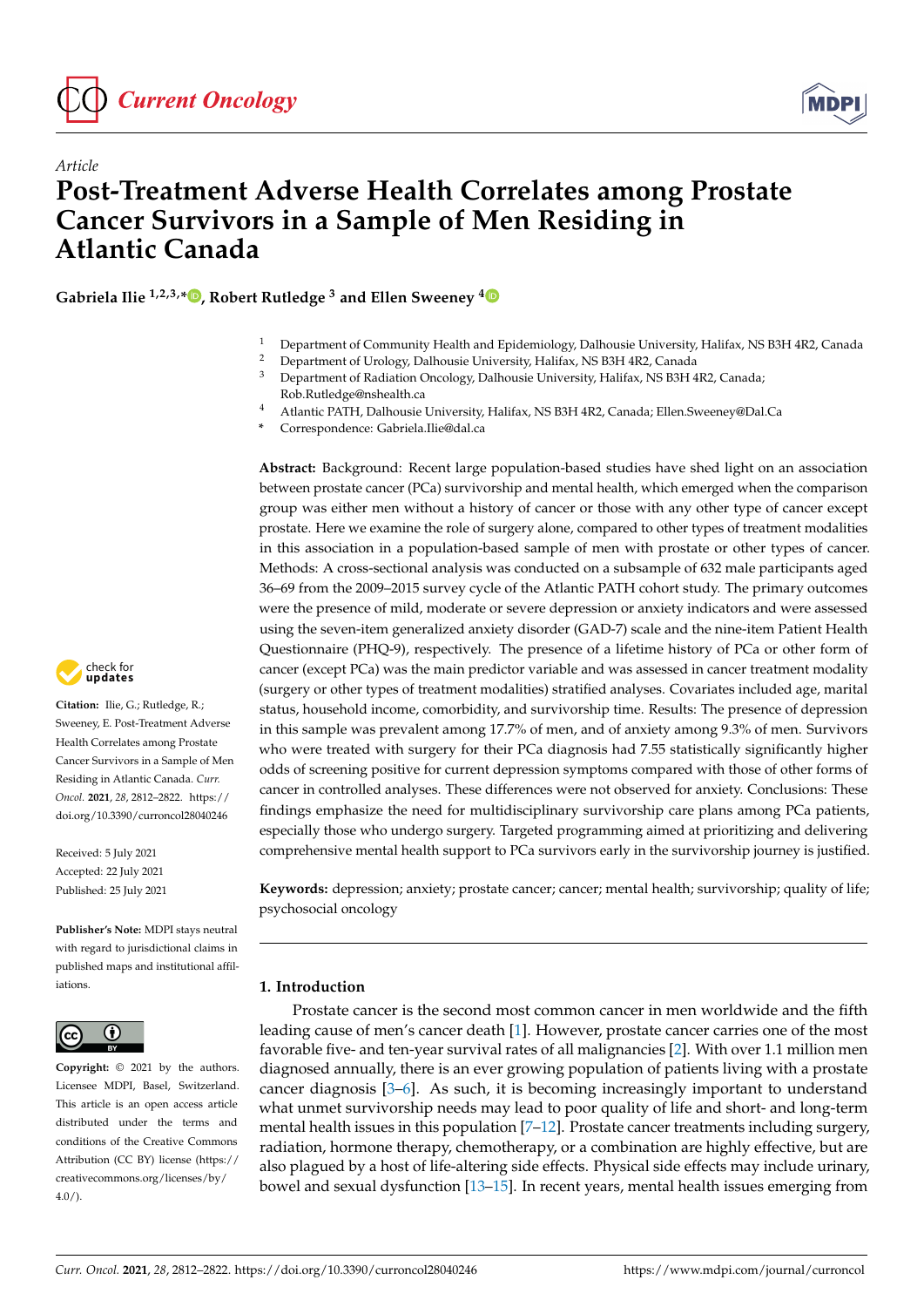*Article*

# Post-Treatment Adverse Health Correlates among Prostate Cancer Survivors in a Sample of Men Residing in Atlantic Canada

**Gabriela Ilie [1,2,3,*], Robert Rutledge [3] and Ellen Sweeney [4]**

[1] Department of Community Health and Epidemiology, Dalhousie University, Halifax, NS B3H 4R2, Canada
[2] Department of Urology, Dalhousie University, Halifax, NS B3H 4R2, Canada
[3] Department of Radiation Oncology, Dalhousie University, Halifax, NS B3H 4R2, Canada; Rob.Rutledge@nshealth.ca
[4] Atlantic PATH, Dalhousie University, Halifax, NS B3H 4R2, Canada; Ellen.Sweeney@Dal.Ca
\* Correspondence: Gabriela.Ilie@dal.ca

**Abstract:** Background: Recent large population-based studies have shed light on an association between prostate cancer (PCa) survivorship and mental health, which emerged when the comparison group was either men without a history of cancer or those with any other type of cancer except prostate. Here we examine the role of surgery alone, compared to other types of treatment modalities in this association in a population-based sample of men with prostate or other types of cancer. Methods: A cross-sectional analysis was conducted on a subsample of 632 male participants aged 36–69 from the 2009–2015 survey cycle of the Atlantic PATH cohort study. The primary outcomes were the presence of mild, moderate or severe depression or anxiety indicators and were assessed using the seven-item generalized anxiety disorder (GAD-7) scale and the nine-item Patient Health Questionnaire (PHQ-9), respectively. The presence of a lifetime history of PCa or other form of cancer (except PCa) was the main predictor variable and was assessed in cancer treatment modality (surgery or other types of treatment modalities) stratified analyses. Covariates included age, marital status, household income, comorbidity, and survivorship time. Results: The presence of depression in this sample was prevalent among 17.7% of men, and of anxiety among 9.3% of men. Survivors who were treated with surgery for their PCa diagnosis had 7.55 statistically significantly higher odds of screening positive for current depression symptoms compared with those of other forms of cancer in controlled analyses. These differences were not observed for anxiety. Conclusions: These findings emphasize the need for multidisciplinary survivorship care plans among PCa patients, especially those who undergo surgery. Targeted programming aimed at prioritizing and delivering comprehensive mental health support to PCa survivors early in the survivorship journey is justified.

**Keywords:** depression; anxiety; prostate cancer; cancer; mental health; survivorship; quality of life; psychosocial oncology

**Citation:** Ilie, G.; Rutledge, R.; Sweeney, E. Post-Treatment Adverse Health Correlates among Prostate Cancer Survivors in a Sample of Men Residing in Atlantic Canada. *Curr. Oncol.* **2021**, *28*, 2812–2822. https://doi.org/10.3390/curroncol28040246

Received: 5 July 2021
Accepted: 22 July 2021
Published: 25 July 2021

**Publisher's Note:** MDPI stays neutral with regard to jurisdictional claims in published maps and institutional affiliations.

**Copyright:** © 2021 by the authors. Licensee MDPI, Basel, Switzerland. This article is an open access article distributed under the terms and conditions of the Creative Commons Attribution (CC BY) license (https://creativecommons.org/licenses/by/4.0/).

## 1. Introduction

Prostate cancer is the second most common cancer in men worldwide and the fifth leading cause of men's cancer death [1]. However, prostate cancer carries one of the most favorable five- and ten-year survival rates of all malignancies [2]. With over 1.1 million men diagnosed annually, there is an ever growing population of patients living with a prostate cancer diagnosis [3–6]. As such, it is becoming increasingly important to understand what unmet survivorship needs may lead to poor quality of life and short- and long-term mental health issues in this population [7–12]. Prostate cancer treatments including surgery, radiation, hormone therapy, chemotherapy, or a combination are highly effective, but are also plagued by a host of life-altering side effects. Physical side effects may include urinary, bowel and sexual dysfunction [13–15]. In recent years, mental health issues emerging from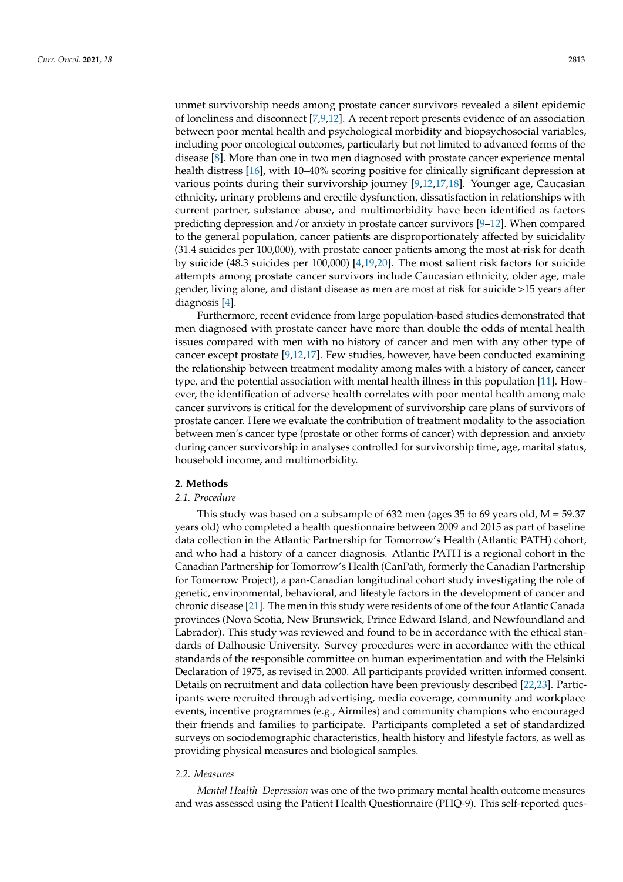unmet survivorship needs among prostate cancer survivors revealed a silent epidemic of loneliness and disconnect [7,9,12]. A recent report presents evidence of an association between poor mental health and psychological morbidity and biopsychosocial variables, including poor oncological outcomes, particularly but not limited to advanced forms of the disease [8]. More than one in two men diagnosed with prostate cancer experience mental health distress [16], with 10–40% scoring positive for clinically significant depression at various points during their survivorship journey [9,12,17,18]. Younger age, Caucasian ethnicity, urinary problems and erectile dysfunction, dissatisfaction in relationships with current partner, substance abuse, and multimorbidity have been identified as factors predicting depression and/or anxiety in prostate cancer survivors [9–12]. When compared to the general population, cancer patients are disproportionately affected by suicidality (31.4 suicides per 100,000), with prostate cancer patients among the most at-risk for death by suicide (48.3 suicides per 100,000) [4,19,20]. The most salient risk factors for suicide attempts among prostate cancer survivors include Caucasian ethnicity, older age, male gender, living alone, and distant disease as men are most at risk for suicide >15 years after diagnosis [4].

Furthermore, recent evidence from large population-based studies demonstrated that men diagnosed with prostate cancer have more than double the odds of mental health issues compared with men with no history of cancer and men with any other type of cancer except prostate [9,12,17]. Few studies, however, have been conducted examining the relationship between treatment modality among males with a history of cancer, cancer type, and the potential association with mental health illness in this population [11]. However, the identification of adverse health correlates with poor mental health among male cancer survivors is critical for the development of survivorship care plans of survivors of prostate cancer. Here we evaluate the contribution of treatment modality to the association between men's cancer type (prostate or other forms of cancer) with depression and anxiety during cancer survivorship in analyses controlled for survivorship time, age, marital status, household income, and multimorbidity.

## 2. Methods

### 2.1. Procedure

This study was based on a subsample of 632 men (ages 35 to 69 years old, M = 59.37 years old) who completed a health questionnaire between 2009 and 2015 as part of baseline data collection in the Atlantic Partnership for Tomorrow's Health (Atlantic PATH) cohort, and who had a history of a cancer diagnosis. Atlantic PATH is a regional cohort in the Canadian Partnership for Tomorrow's Health (CanPath, formerly the Canadian Partnership for Tomorrow Project), a pan-Canadian longitudinal cohort study investigating the role of genetic, environmental, behavioral, and lifestyle factors in the development of cancer and chronic disease [21]. The men in this study were residents of one of the four Atlantic Canada provinces (Nova Scotia, New Brunswick, Prince Edward Island, and Newfoundland and Labrador). This study was reviewed and found to be in accordance with the ethical standards of Dalhousie University. Survey procedures were in accordance with the ethical standards of the responsible committee on human experimentation and with the Helsinki Declaration of 1975, as revised in 2000. All participants provided written informed consent. Details on recruitment and data collection have been previously described [22,23]. Participants were recruited through advertising, media coverage, community and workplace events, incentive programmes (e.g., Airmiles) and community champions who encouraged their friends and families to participate. Participants completed a set of standardized surveys on sociodemographic characteristics, health history and lifestyle factors, as well as providing physical measures and biological samples.

### 2.2. Measures

*Mental Health–Depression* was one of the two primary mental health outcome measures and was assessed using the Patient Health Questionnaire (PHQ-9). This self-reported ques-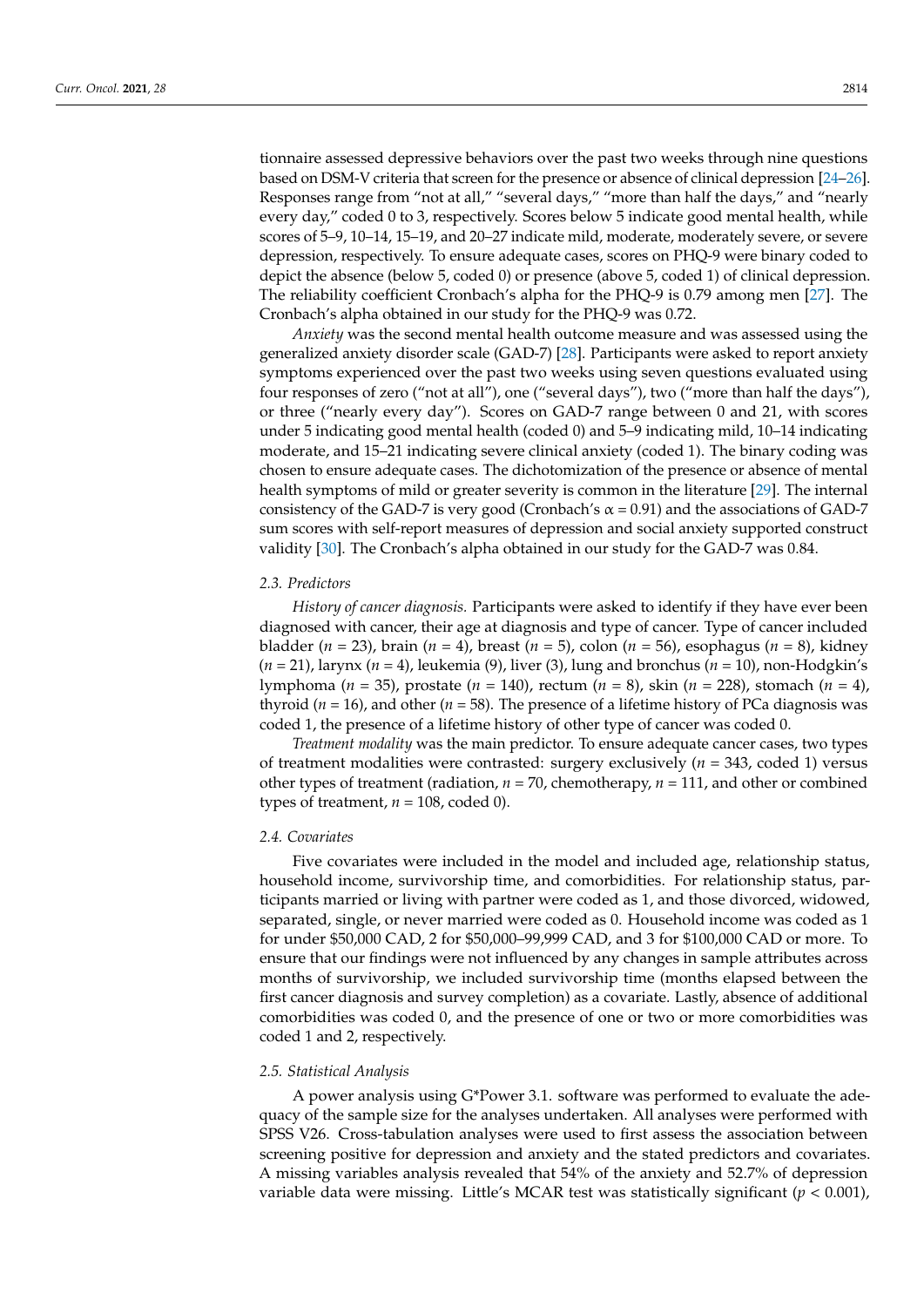tionnaire assessed depressive behaviors over the past two weeks through nine questions based on DSM-V criteria that screen for the presence or absence of clinical depression [24–26]. Responses range from "not at all," "several days," "more than half the days," and "nearly every day," coded 0 to 3, respectively. Scores below 5 indicate good mental health, while scores of 5–9, 10–14, 15–19, and 20–27 indicate mild, moderate, moderately severe, or severe depression, respectively. To ensure adequate cases, scores on PHQ-9 were binary coded to depict the absence (below 5, coded 0) or presence (above 5, coded 1) of clinical depression. The reliability coefficient Cronbach's alpha for the PHQ-9 is 0.79 among men [27]. The Cronbach's alpha obtained in our study for the PHQ-9 was 0.72.

*Anxiety* was the second mental health outcome measure and was assessed using the generalized anxiety disorder scale (GAD-7) [28]. Participants were asked to report anxiety symptoms experienced over the past two weeks using seven questions evaluated using four responses of zero ("not at all"), one ("several days"), two ("more than half the days"), or three ("nearly every day"). Scores on GAD-7 range between 0 and 21, with scores under 5 indicating good mental health (coded 0) and 5–9 indicating mild, 10–14 indicating moderate, and 15–21 indicating severe clinical anxiety (coded 1). The binary coding was chosen to ensure adequate cases. The dichotomization of the presence or absence of mental health symptoms of mild or greater severity is common in the literature [29]. The internal consistency of the GAD-7 is very good (Cronbach's $\alpha = 0.91$) and the associations of GAD-7 sum scores with self-report measures of depression and social anxiety supported construct validity [30]. The Cronbach's alpha obtained in our study for the GAD-7 was 0.84.

### 2.3. Predictors

*History of cancer diagnosis.* Participants were asked to identify if they have ever been diagnosed with cancer, their age at diagnosis and type of cancer. Type of cancer included bladder ($n = 23$), brain ($n = 4$), breast ($n = 5$), colon ($n = 56$), esophagus ($n = 8$), kidney ($n = 21$), larynx ($n = 4$), leukemia (9), liver (3), lung and bronchus ($n = 10$), non-Hodgkin's lymphoma ($n = 35$), prostate ($n = 140$), rectum ($n = 8$), skin ($n = 228$), stomach ($n = 4$), thyroid ($n = 16$), and other ($n = 58$). The presence of a lifetime history of PCa diagnosis was coded 1, the presence of a lifetime history of other type of cancer was coded 0.

*Treatment modality* was the main predictor. To ensure adequate cancer cases, two types of treatment modalities were contrasted: surgery exclusively ($n = 343$, coded 1) versus other types of treatment (radiation, $n = 70$, chemotherapy, $n = 111$, and other or combined types of treatment, $n = 108$, coded 0).

### 2.4. Covariates

Five covariates were included in the model and included age, relationship status, household income, survivorship time, and comorbidities. For relationship status, participants married or living with partner were coded as 1, and those divorced, widowed, separated, single, or never married were coded as 0. Household income was coded as 1 for under $50,000 CAD, 2 for $50,000–99,999 CAD, and 3 for $100,000 CAD or more. To ensure that our findings were not influenced by any changes in sample attributes across months of survivorship, we included survivorship time (months elapsed between the first cancer diagnosis and survey completion) as a covariate. Lastly, absence of additional comorbidities was coded 0, and the presence of one or two or more comorbidities was coded 1 and 2, respectively.

### 2.5. Statistical Analysis

A power analysis using G*Power 3.1. software was performed to evaluate the adequacy of the sample size for the analyses undertaken. All analyses were performed with SPSS V26. Cross-tabulation analyses were used to first assess the association between screening positive for depression and anxiety and the stated predictors and covariates. A missing variables analysis revealed that 54% of the anxiety and 52.7% of depression variable data were missing. Little's MCAR test was statistically significant ($p < 0.001$),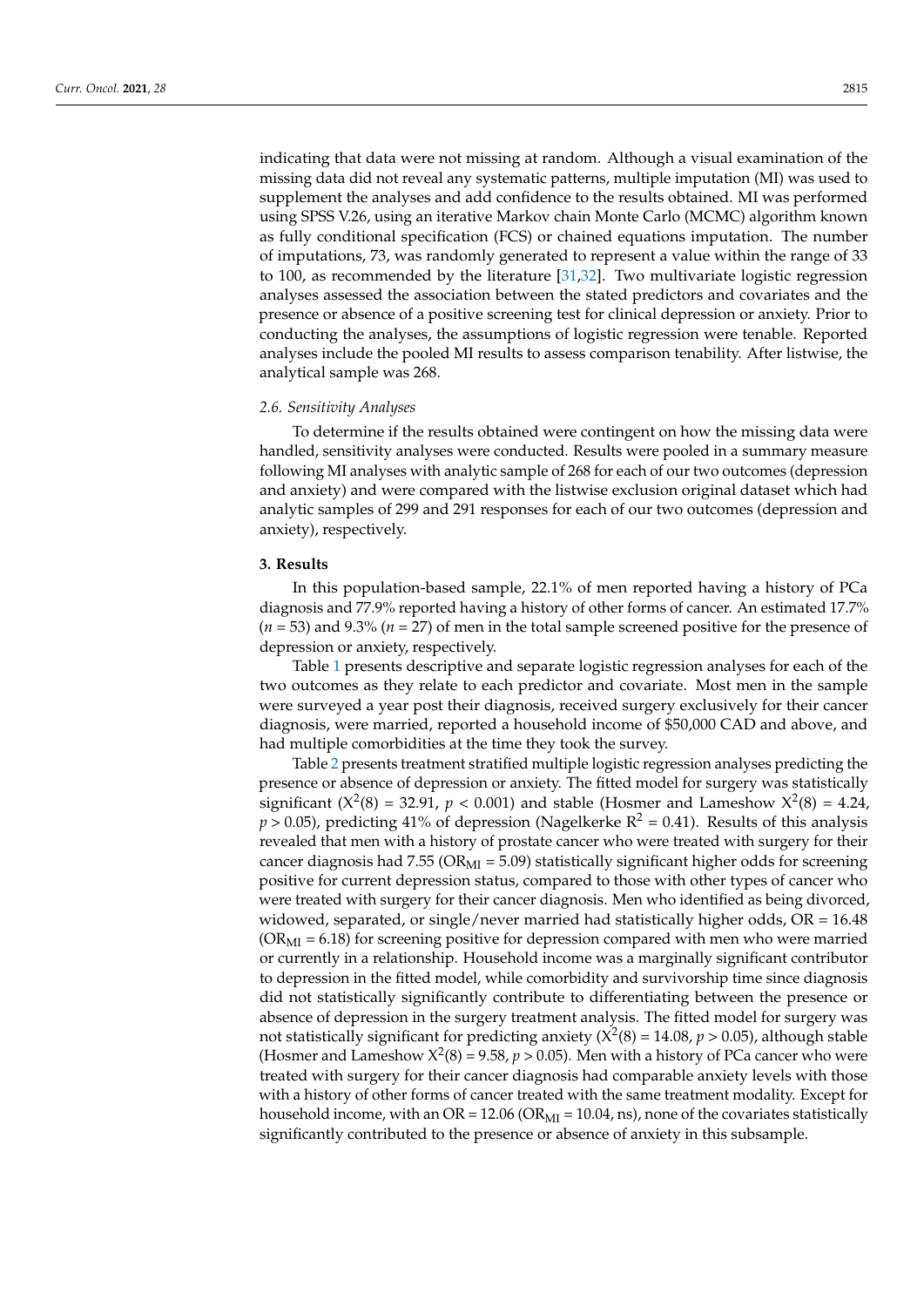indicating that data were not missing at random. Although a visual examination of the missing data did not reveal any systematic patterns, multiple imputation (MI) was used to supplement the analyses and add confidence to the results obtained. MI was performed using SPSS V.26, using an iterative Markov chain Monte Carlo (MCMC) algorithm known as fully conditional specification (FCS) or chained equations imputation. The number of imputations, 73, was randomly generated to represent a value within the range of 33 to 100, as recommended by the literature [31,32]. Two multivariate logistic regression analyses assessed the association between the stated predictors and covariates and the presence or absence of a positive screening test for clinical depression or anxiety. Prior to conducting the analyses, the assumptions of logistic regression were tenable. Reported analyses include the pooled MI results to assess comparison tenability. After listwise, the analytical sample was 268.

### *2.6. Sensitivity Analyses*

To determine if the results obtained were contingent on how the missing data were handled, sensitivity analyses were conducted. Results were pooled in a summary measure following MI analyses with analytic sample of 268 for each of our two outcomes (depression and anxiety) and were compared with the listwise exclusion original dataset which had analytic samples of 299 and 291 responses for each of our two outcomes (depression and anxiety), respectively.

## **3. Results**

In this population-based sample, 22.1% of men reported having a history of PCa diagnosis and 77.9% reported having a history of other forms of cancer. An estimated 17.7% (*n* = 53) and 9.3% (*n* = 27) of men in the total sample screened positive for the presence of depression or anxiety, respectively.

Table 1 presents descriptive and separate logistic regression analyses for each of the two outcomes as they relate to each predictor and covariate. Most men in the sample were surveyed a year post their diagnosis, received surgery exclusively for their cancer diagnosis, were married, reported a household income of $50,000 CAD and above, and had multiple comorbidities at the time they took the survey.

Table 2 presents treatment stratified multiple logistic regression analyses predicting the presence or absence of depression or anxiety. The fitted model for surgery was statistically significant ($X^2(8) = 32.91$, $p < 0.001$) and stable (Hosmer and Lameshow $X^2(8) = 4.24$, $p > 0.05$), predicting 41% of depression (Nagelkerke $R^2 = 0.41$). Results of this analysis revealed that men with a history of prostate cancer who were treated with surgery for their cancer diagnosis had 7.55 ($OR_{MI} = 5.09$) statistically significant higher odds for screening positive for current depression status, compared to those with other types of cancer who were treated with surgery for their cancer diagnosis. Men who identified as being divorced, widowed, separated, or single/never married had statistically higher odds, OR = 16.48 ($OR_{MI} = 6.18$) for screening positive for depression compared with men who were married or currently in a relationship. Household income was a marginally significant contributor to depression in the fitted model, while comorbidity and survivorship time since diagnosis did not statistically significantly contribute to differentiating between the presence or absence of depression in the surgery treatment analysis. The fitted model for surgery was not statistically significant for predicting anxiety ($X^2(8) = 14.08$, $p > 0.05$), although stable (Hosmer and Lameshow $X^2(8) = 9.58$, $p > 0.05$). Men with a history of PCa cancer who were treated with surgery for their cancer diagnosis had comparable anxiety levels with those with a history of other forms of cancer treated with the same treatment modality. Except for household income, with an OR = 12.06 ($OR_{MI} = 10.04$, ns), none of the covariates statistically significantly contributed to the presence or absence of anxiety in this subsample.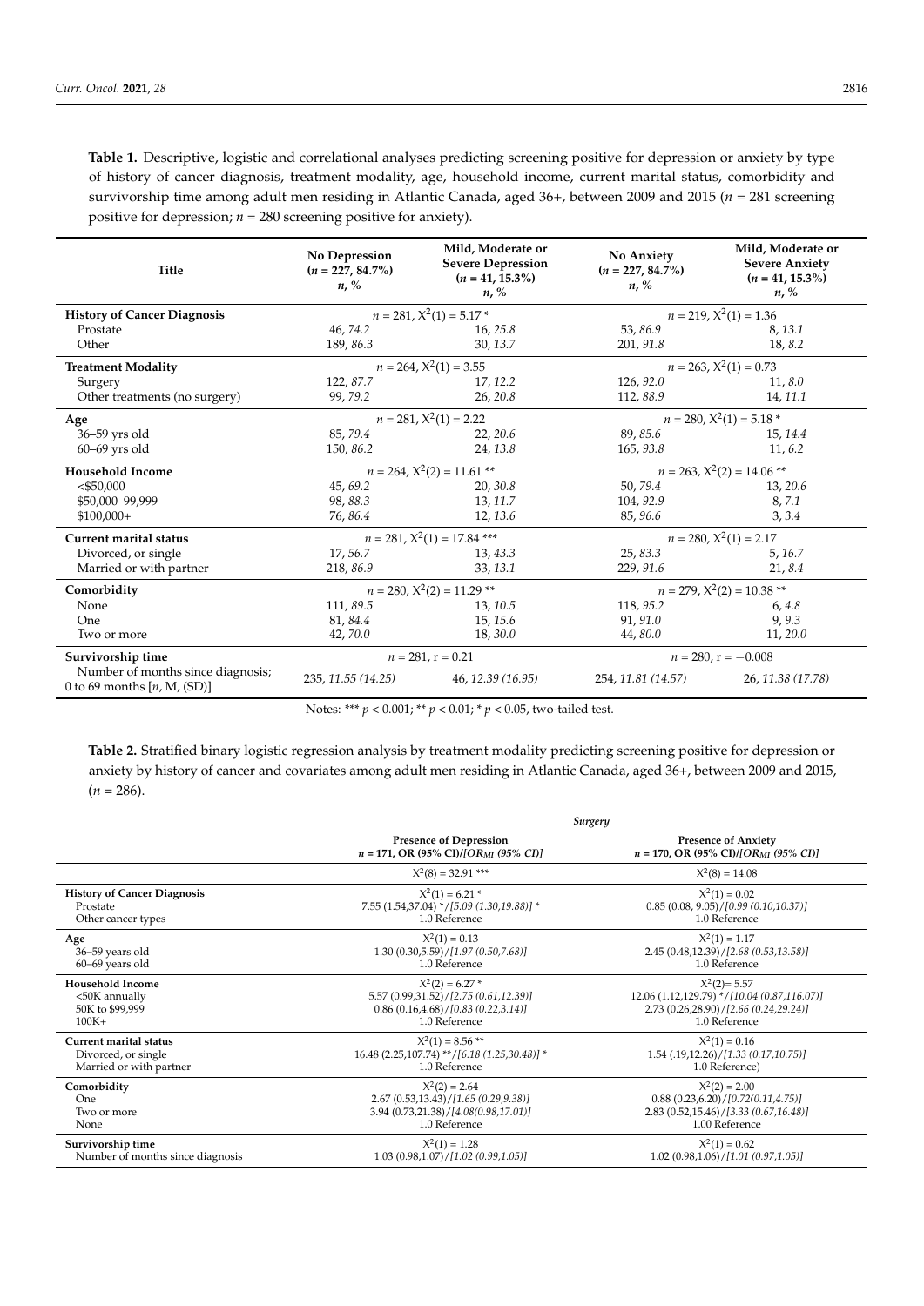**Table 1.** Descriptive, logistic and correlational analyses predicting screening positive for depression or anxiety by type of history of cancer diagnosis, treatment modality, age, household income, current marital status, comorbidity and survivorship time among adult men residing in Atlantic Canada, aged 36+, between 2009 and 2015 ($n$ = 281 screening positive for depression; $n$ = 280 screening positive for anxiety).

| Title | No Depression ($n$ = 227, 84.7%) *n*, % | Mild, Moderate or Severe Depression ($n$ = 41, 15.3%) *n*, % | No Anxiety ($n$ = 227, 84.7%) *n*, % | Mild, Moderate or Severe Anxiety ($n$ = 41, 15.3%) *n*, % |
|---|---|---|---|---|
| **History of Cancer Diagnosis** | $n$ = 281, $X^2(1)$ = 5.17 * | | $n$ = 219, $X^2(1)$ = 1.36 | |
| Prostate | 46, *74.2* | 16, *25.8* | 53, *86.9* | 8, *13.1* |
| Other | 189, *86.3* | 30, *13.7* | 201, *91.8* | 18, *8.2* |
| **Treatment Modality** | $n$ = 264, $X^2(1)$ = 3.55 | | $n$ = 263, $X^2(1)$ = 0.73 | |
| Surgery | 122, *87.7* | 17, *12.2* | 126, *92.0* | 11, *8.0* |
| Other treatments (no surgery) | 99, *79.2* | 26, *20.8* | 112, *88.9* | 14, *11.1* |
| **Age** | $n$ = 281, $X^2(1)$ = 2.22 | | $n$ = 280, $X^2(1)$ = 5.18 * | |
| 36–59 yrs old | 85, *79.4* | 22, *20.6* | 89, *85.6* | 15, *14.4* |
| 60–69 yrs old | 150, *86.2* | 24, *13.8* | 165, *93.8* | 11, *6.2* |
| **Household Income** | $n$ = 264, $X^2(2)$ = 11.61 ** | | $n$ = 263, $X^2(2)$ = 14.06 ** | |
| <$50,000 | 45, *69.2* | 20, *30.8* | 50, *79.4* | 13, *20.6* |
| $50,000–99,999 | 98, *88.3* | 13, *11.7* | 104, *92.9* | 8, *7.1* |
| $100,000+ | 76, *86.4* | 12, *13.6* | 85, *96.6* | 3, *3.4* |
| **Current marital status** | $n$ = 281, $X^2(1)$ = 17.84 *** | | $n$ = 280, $X^2(1)$ = 2.17 | |
| Divorced, or single | 17, *56.7* | 13, *43.3* | 25, *83.3* | 5, *16.7* |
| Married or with partner | 218, *86.9* | 33, *13.1* | 229, *91.6* | 21, *8.4* |
| **Comorbidity** | $n$ = 280, $X^2(2)$ = 11.29 ** | | $n$ = 279, $X^2(2)$ = 10.38 ** | |
| None | 111, *89.5* | 13, *10.5* | 118, *95.2* | 6, *4.8* |
| One | 81, *84.4* | 15, *15.6* | 91, *91.0* | 9, *9.3* |
| Two or more | 42, *70.0* | 18, *30.0* | 44, *80.0* | 11, *20.0* |
| **Survivorship time** | $n$ = 281, r = 0.21 | | $n$ = 280, r = −0.008 | |
| Number of months since diagnosis; 0 to 69 months [$n$, M, (SD)] | 235, *11.55 (14.25)* | 46, *12.39 (16.95)* | 254, *11.81 (14.57)* | 26, *11.38 (17.78)* |

Notes: *** $p < 0.001$; ** $p < 0.01$; * $p < 0.05$, two-tailed test.

**Table 2.** Stratified binary logistic regression analysis by treatment modality predicting screening positive for depression or anxiety by history of cancer and covariates among adult men residing in Atlantic Canada, aged 36+, between 2009 and 2015, ($n$ = 286).

| | *Surgery* | |
|---|---|---|
| | **Presence of Depression** $n$ = 171, OR (95% CI)/[$OR_{MI}$ (95% CI)] | **Presence of Anxiety** $n$ = 170, OR (95% CI)/[$OR_{MI}$ (95% CI)] |
| | $X^2(8)$ = 32.91 *** | $X^2(8)$ = 14.08 |
| **History of Cancer Diagnosis** | $X^2(1)$ = 6.21 * | $X^2(1)$ = 0.02 |
| Prostate | 7.55 (1.54,37.04) */*[5.09 (1.30,19.88)]* * | 0.85 (0.08, 9.05)/*[0.99 (0.10,10.37)]* |
| Other cancer types | 1.0 Reference | 1.0 Reference |
| **Age** | $X^2(1)$ = 0.13 | $X^2(1)$ = 1.17 |
| 36–59 years old | 1.30 (0.30,5.59)/*[1.97 (0.50,7.68)]* | 2.45 (0.48,12.39)/*[2.68 (0.53,13.58)]* |
| 60–69 years old | 1.0 Reference | 1.0 Reference |
| **Household Income** | $X^2(2)$ = 6.27 * | $X^2(2)$= 5.57 |
| <50K annually | 5.57 (0.99,31.52)/*[2.75 (0.61,12.39)]* | 12.06 (1.12,129.79) */*[10.04 (0.87,116.07)]* |
| 50K to $99,999 | 0.86 (0.16,4.68)/*[0.83 (0.22,3.14)]* | 2.73 (0.26,28.90)/*[2.66 (0.24,29.24)]* |
| 100K+ | 1.0 Reference | 1.0 Reference |
| **Current marital status** | $X^2(1)$ = 8.56 ** | $X^2(1)$ = 0.16 |
| Divorced, or single | 16.48 (2.25,107.74) **/*[6.18 (1.25,30.48)]* * | 1.54 (.19,12.26)/*[1.33 (0.17,10.75)]* |
| Married or with partner | 1.0 Reference | 1.0 Reference) |
| **Comorbidity** | $X^2(2)$ = 2.64 | $X^2(2)$ = 2.00 |
| One | 2.67 (0.53,13.43)/*[1.65 (0.29,9.38)]* | 0.88 (0.23,6.20)/*[0.72(0.11,4.75)]* |
| Two or more | 3.94 (0.73,21.38)/*[4.08(0.98,17.01)]* | 2.83 (0.52,15.46)/*[3.33 (0.67,16.48)]* |
| None | 1.0 Reference | 1.00 Reference |
| **Survivorship time** | $X^2(1)$ = 1.28 | $X^2(1)$ = 0.62 |
| Number of months since diagnosis | 1.03 (0.98,1.07)/*[1.02 (0.99,1.05)]* | 1.02 (0.98,1.06)/*[1.01 (0.97,1.05)]* |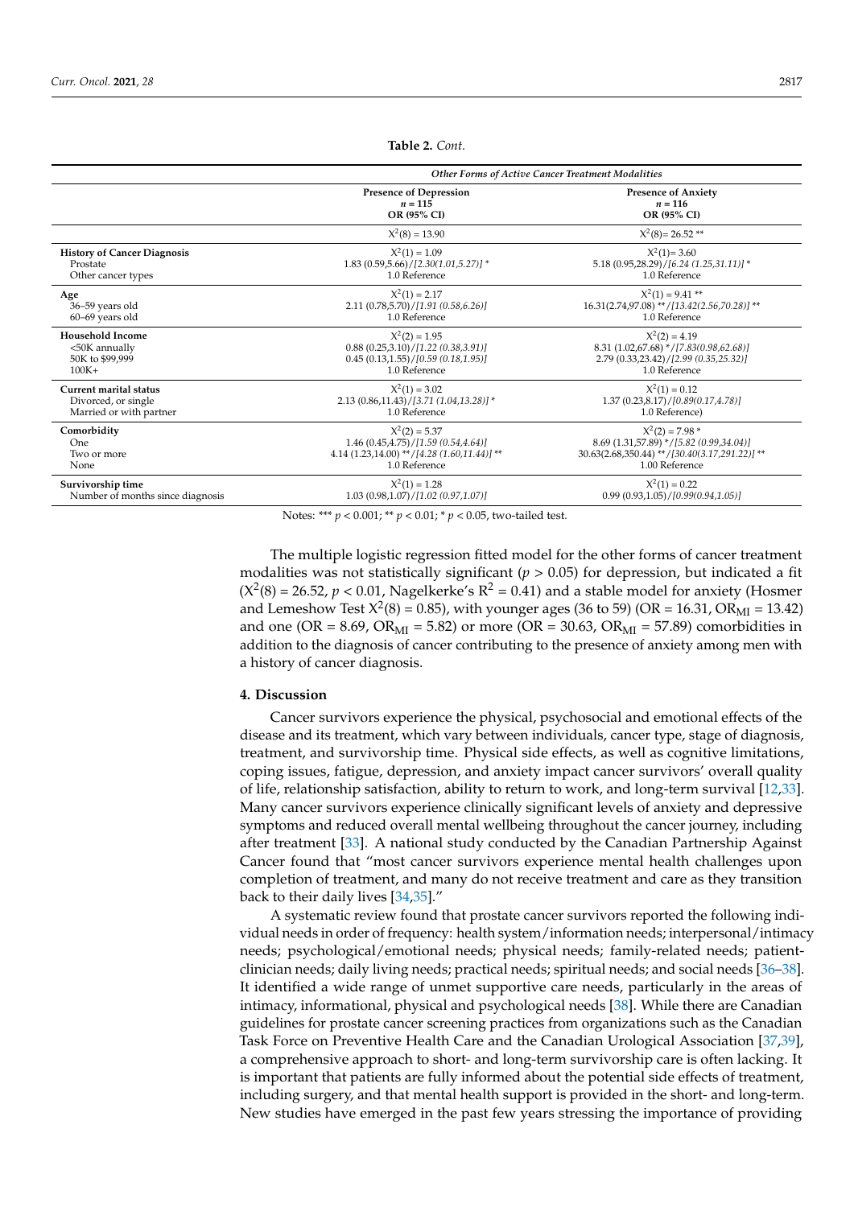**Table 2.** *Cont.*

| | *Other Forms of Active Cancer Treatment Modalities* | |
|---|---|---|
| | **Presence of Depression** *n* = 115 **OR (95% CI)** | **Presence of Anxiety** *n* = 116 **OR (95% CI)** |
| | $X^2(8) = 13.90$ | $X^2(8) = 26.52$ ** |
| **History of Cancer Diagnosis** | $X^2(1) = 1.09$ | $X^2(1) = 3.60$ |
| Prostate | 1.83 (0.59,5.66)/*[2.30(1.01,5.27)]* * | 5.18 (0.95,28.29)/*[6.24 (1.25,31.11)]* * |
| Other cancer types | 1.0 Reference | 1.0 Reference |
| **Age** | $X^2(1) = 2.17$ | $X^2(1) = 9.41$ ** |
| 36–59 years old | 2.11 (0.78,5.70)/*[1.91 (0.58,6.26)]* | 16.31(2.74,97.08) **/*[13.42(2.56,70.28)]* ** |
| 60–69 years old | 1.0 Reference | 1.0 Reference |
| **Household Income** | $X^2(2) = 1.95$ | $X^2(2) = 4.19$ |
| <50K annually | 0.88 (0.25,3.10)/*[1.22 (0.38,3.91)]* | 8.31 (1.02,67.68) */*[7.83(0.98,62.68)]* |
| 50K to $99,999 | 0.45 (0.13,1.55)/*[0.59 (0.18,1.95)]* | 2.79 (0.33,23.42)/*[2.99 (0.35,25.32)]* |
| 100K+ | 1.0 Reference | 1.0 Reference |
| **Current marital status** | $X^2(1) = 3.02$ | $X^2(1) = 0.12$ |
| Divorced, or single | 2.13 (0.86,11.43)/*[3.71 (1.04,13.28)]* * | 1.37 (0.23,8.17)/*[0.89(0.17,4.78)]* |
| Married or with partner | 1.0 Reference | 1.0 Reference) |
| **Comorbidity** | $X^2(2) = 5.37$ | $X^2(2) = 7.98$ * |
| One | 1.46 (0.45,4.75)/*[1.59 (0.54,4.64)]* | 8.69 (1.31,57.89) */*[5.82 (0.99,34.04)]* |
| Two or more | 4.14 (1.23,14.00) **/*[4.28 (1.60,11.44)]* ** | 30.63(2.68,350.44) **/*[30.40(3.17,291.22)]* ** |
| None | 1.0 Reference | 1.00 Reference |
| **Survivorship time** | $X^2(1) = 1.28$ | $X^2(1) = 0.22$ |
| Number of months since diagnosis | 1.03 (0.98,1.07)/*[1.02 (0.97,1.07)]* | 0.99 (0.93,1.05)/*[0.99(0.94,1.05)]* |

Notes: *** $p < 0.001$; ** $p < 0.01$; * $p < 0.05$, two-tailed test.

The multiple logistic regression fitted model for the other forms of cancer treatment modalities was not statistically significant ($p > 0.05$) for depression, but indicated a fit ($X^2(8) = 26.52$, $p < 0.01$, Nagelkerke's $R^2 = 0.41$) and a stable model for anxiety (Hosmer and Lemeshow Test $X^2(8) = 0.85$), with younger ages (36 to 59) (OR = 16.31, $OR_{MI} = 13.42$) and one (OR = 8.69, $OR_{MI} = 5.82$) or more (OR = 30.63, $OR_{MI} = 57.89$) comorbidities in addition to the diagnosis of cancer contributing to the presence of anxiety among men with a history of cancer diagnosis.

## 4. Discussion

Cancer survivors experience the physical, psychosocial and emotional effects of the disease and its treatment, which vary between individuals, cancer type, stage of diagnosis, treatment, and survivorship time. Physical side effects, as well as cognitive limitations, coping issues, fatigue, depression, and anxiety impact cancer survivors' overall quality of life, relationship satisfaction, ability to return to work, and long-term survival [12,33]. Many cancer survivors experience clinically significant levels of anxiety and depressive symptoms and reduced overall mental wellbeing throughout the cancer journey, including after treatment [33]. A national study conducted by the Canadian Partnership Against Cancer found that "most cancer survivors experience mental health challenges upon completion of treatment, and many do not receive treatment and care as they transition back to their daily lives [34,35]."

A systematic review found that prostate cancer survivors reported the following individual needs in order of frequency: health system/information needs; interpersonal/intimacy needs; psychological/emotional needs; physical needs; family-related needs; patient-clinician needs; daily living needs; practical needs; spiritual needs; and social needs [36–38]. It identified a wide range of unmet supportive care needs, particularly in the areas of intimacy, informational, physical and psychological needs [38]. While there are Canadian guidelines for prostate cancer screening practices from organizations such as the Canadian Task Force on Preventive Health Care and the Canadian Urological Association [37,39], a comprehensive approach to short- and long-term survivorship care is often lacking. It is important that patients are fully informed about the potential side effects of treatment, including surgery, and that mental health support is provided in the short- and long-term. New studies have emerged in the past few years stressing the importance of providing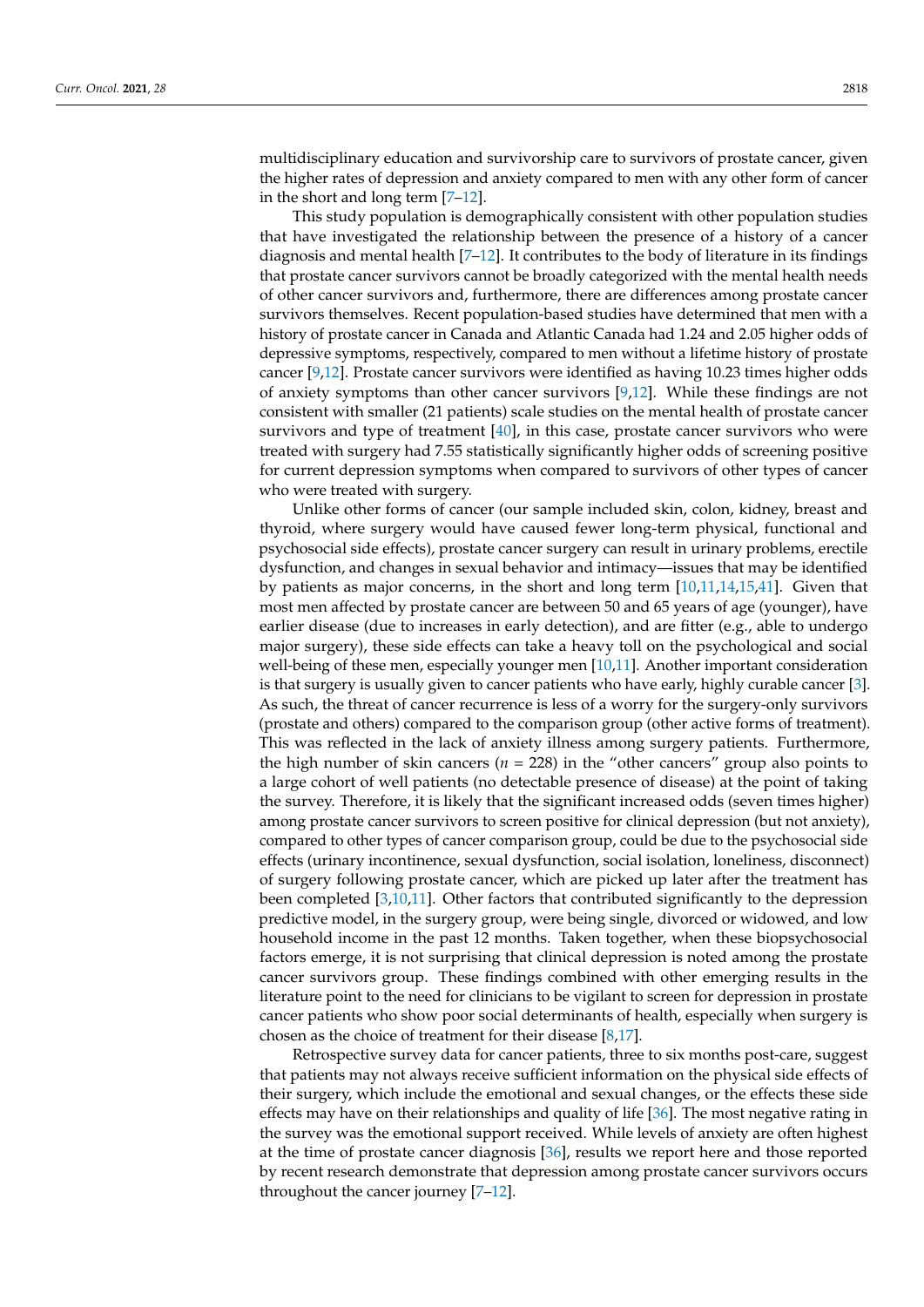multidisciplinary education and survivorship care to survivors of prostate cancer, given the higher rates of depression and anxiety compared to men with any other form of cancer in the short and long term [7–12].

This study population is demographically consistent with other population studies that have investigated the relationship between the presence of a history of a cancer diagnosis and mental health [7–12]. It contributes to the body of literature in its findings that prostate cancer survivors cannot be broadly categorized with the mental health needs of other cancer survivors and, furthermore, there are differences among prostate cancer survivors themselves. Recent population-based studies have determined that men with a history of prostate cancer in Canada and Atlantic Canada had 1.24 and 2.05 higher odds of depressive symptoms, respectively, compared to men without a lifetime history of prostate cancer [9,12]. Prostate cancer survivors were identified as having 10.23 times higher odds of anxiety symptoms than other cancer survivors [9,12]. While these findings are not consistent with smaller (21 patients) scale studies on the mental health of prostate cancer survivors and type of treatment [40], in this case, prostate cancer survivors who were treated with surgery had 7.55 statistically significantly higher odds of screening positive for current depression symptoms when compared to survivors of other types of cancer who were treated with surgery.

Unlike other forms of cancer (our sample included skin, colon, kidney, breast and thyroid, where surgery would have caused fewer long-term physical, functional and psychosocial side effects), prostate cancer surgery can result in urinary problems, erectile dysfunction, and changes in sexual behavior and intimacy—issues that may be identified by patients as major concerns, in the short and long term [10,11,14,15,41]. Given that most men affected by prostate cancer are between 50 and 65 years of age (younger), have earlier disease (due to increases in early detection), and are fitter (e.g., able to undergo major surgery), these side effects can take a heavy toll on the psychological and social well-being of these men, especially younger men [10,11]. Another important consideration is that surgery is usually given to cancer patients who have early, highly curable cancer [3]. As such, the threat of cancer recurrence is less of a worry for the surgery-only survivors (prostate and others) compared to the comparison group (other active forms of treatment). This was reflected in the lack of anxiety illness among surgery patients. Furthermore, the high number of skin cancers ($n$ = 228) in the "other cancers" group also points to a large cohort of well patients (no detectable presence of disease) at the point of taking the survey. Therefore, it is likely that the significant increased odds (seven times higher) among prostate cancer survivors to screen positive for clinical depression (but not anxiety), compared to other types of cancer comparison group, could be due to the psychosocial side effects (urinary incontinence, sexual dysfunction, social isolation, loneliness, disconnect) of surgery following prostate cancer, which are picked up later after the treatment has been completed [3,10,11]. Other factors that contributed significantly to the depression predictive model, in the surgery group, were being single, divorced or widowed, and low household income in the past 12 months. Taken together, when these biopsychosocial factors emerge, it is not surprising that clinical depression is noted among the prostate cancer survivors group. These findings combined with other emerging results in the literature point to the need for clinicians to be vigilant to screen for depression in prostate cancer patients who show poor social determinants of health, especially when surgery is chosen as the choice of treatment for their disease [8,17].

Retrospective survey data for cancer patients, three to six months post-care, suggest that patients may not always receive sufficient information on the physical side effects of their surgery, which include the emotional and sexual changes, or the effects these side effects may have on their relationships and quality of life [36]. The most negative rating in the survey was the emotional support received. While levels of anxiety are often highest at the time of prostate cancer diagnosis [36], results we report here and those reported by recent research demonstrate that depression among prostate cancer survivors occurs throughout the cancer journey [7–12].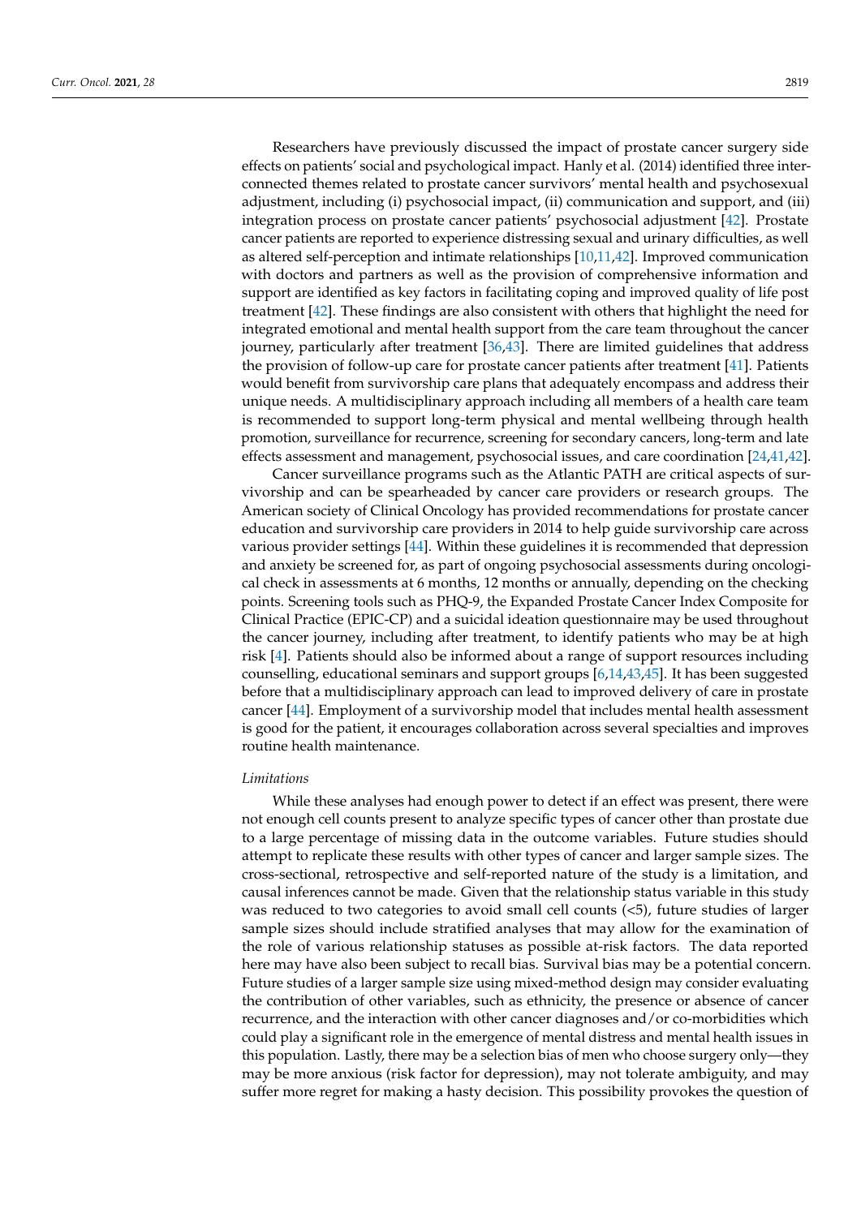Researchers have previously discussed the impact of prostate cancer surgery side effects on patients' social and psychological impact. Hanly et al. (2014) identified three interconnected themes related to prostate cancer survivors' mental health and psychosexual adjustment, including (i) psychosocial impact, (ii) communication and support, and (iii) integration process on prostate cancer patients' psychosocial adjustment [42]. Prostate cancer patients are reported to experience distressing sexual and urinary difficulties, as well as altered self-perception and intimate relationships [10,11,42]. Improved communication with doctors and partners as well as the provision of comprehensive information and support are identified as key factors in facilitating coping and improved quality of life post treatment [42]. These findings are also consistent with others that highlight the need for integrated emotional and mental health support from the care team throughout the cancer journey, particularly after treatment [36,43]. There are limited guidelines that address the provision of follow-up care for prostate cancer patients after treatment [41]. Patients would benefit from survivorship care plans that adequately encompass and address their unique needs. A multidisciplinary approach including all members of a health care team is recommended to support long-term physical and mental wellbeing through health promotion, surveillance for recurrence, screening for secondary cancers, long-term and late effects assessment and management, psychosocial issues, and care coordination [24,41,42].

Cancer surveillance programs such as the Atlantic PATH are critical aspects of survivorship and can be spearheaded by cancer care providers or research groups. The American society of Clinical Oncology has provided recommendations for prostate cancer education and survivorship care providers in 2014 to help guide survivorship care across various provider settings [44]. Within these guidelines it is recommended that depression and anxiety be screened for, as part of ongoing psychosocial assessments during oncological check in assessments at 6 months, 12 months or annually, depending on the checking points. Screening tools such as PHQ-9, the Expanded Prostate Cancer Index Composite for Clinical Practice (EPIC-CP) and a suicidal ideation questionnaire may be used throughout the cancer journey, including after treatment, to identify patients who may be at high risk [4]. Patients should also be informed about a range of support resources including counselling, educational seminars and support groups [6,14,43,45]. It has been suggested before that a multidisciplinary approach can lead to improved delivery of care in prostate cancer [44]. Employment of a survivorship model that includes mental health assessment is good for the patient, it encourages collaboration across several specialties and improves routine health maintenance.

*Limitations*

While these analyses had enough power to detect if an effect was present, there were not enough cell counts present to analyze specific types of cancer other than prostate due to a large percentage of missing data in the outcome variables. Future studies should attempt to replicate these results with other types of cancer and larger sample sizes. The cross-sectional, retrospective and self-reported nature of the study is a limitation, and causal inferences cannot be made. Given that the relationship status variable in this study was reduced to two categories to avoid small cell counts (<5), future studies of larger sample sizes should include stratified analyses that may allow for the examination of the role of various relationship statuses as possible at-risk factors. The data reported here may have also been subject to recall bias. Survival bias may be a potential concern. Future studies of a larger sample size using mixed-method design may consider evaluating the contribution of other variables, such as ethnicity, the presence or absence of cancer recurrence, and the interaction with other cancer diagnoses and/or co-morbidities which could play a significant role in the emergence of mental distress and mental health issues in this population. Lastly, there may be a selection bias of men who choose surgery only—they may be more anxious (risk factor for depression), may not tolerate ambiguity, and may suffer more regret for making a hasty decision. This possibility provokes the question of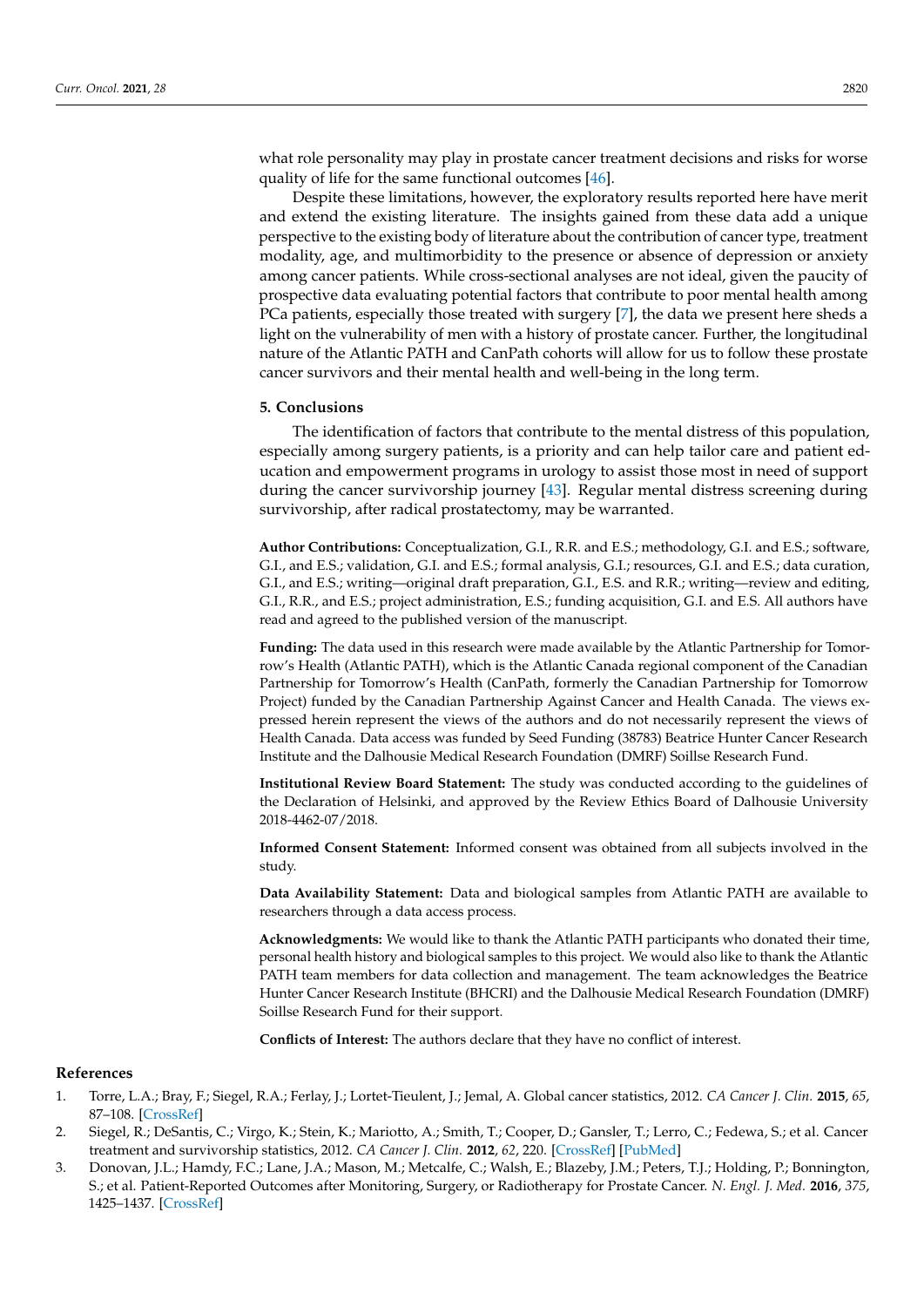what role personality may play in prostate cancer treatment decisions and risks for worse quality of life for the same functional outcomes [46].

Despite these limitations, however, the exploratory results reported here have merit and extend the existing literature. The insights gained from these data add a unique perspective to the existing body of literature about the contribution of cancer type, treatment modality, age, and multimorbidity to the presence or absence of depression or anxiety among cancer patients. While cross-sectional analyses are not ideal, given the paucity of prospective data evaluating potential factors that contribute to poor mental health among PCa patients, especially those treated with surgery [7], the data we present here sheds a light on the vulnerability of men with a history of prostate cancer. Further, the longitudinal nature of the Atlantic PATH and CanPath cohorts will allow for us to follow these prostate cancer survivors and their mental health and well-being in the long term.

## 5. Conclusions

The identification of factors that contribute to the mental distress of this population, especially among surgery patients, is a priority and can help tailor care and patient education and empowerment programs in urology to assist those most in need of support during the cancer survivorship journey [43]. Regular mental distress screening during survivorship, after radical prostatectomy, may be warranted.

**Author Contributions:** Conceptualization, G.I., R.R. and E.S.; methodology, G.I. and E.S.; software, G.I., and E.S.; validation, G.I. and E.S.; formal analysis, G.I.; resources, G.I. and E.S.; data curation, G.I., and E.S.; writing—original draft preparation, G.I., E.S. and R.R.; writing—review and editing, G.I., R.R., and E.S.; project administration, E.S.; funding acquisition, G.I. and E.S. All authors have read and agreed to the published version of the manuscript.

**Funding:** The data used in this research were made available by the Atlantic Partnership for Tomorrow's Health (Atlantic PATH), which is the Atlantic Canada regional component of the Canadian Partnership for Tomorrow's Health (CanPath, formerly the Canadian Partnership for Tomorrow Project) funded by the Canadian Partnership Against Cancer and Health Canada. The views expressed herein represent the views of the authors and do not necessarily represent the views of Health Canada. Data access was funded by Seed Funding (38783) Beatrice Hunter Cancer Research Institute and the Dalhousie Medical Research Foundation (DMRF) Soillse Research Fund.

**Institutional Review Board Statement:** The study was conducted according to the guidelines of the Declaration of Helsinki, and approved by the Review Ethics Board of Dalhousie University 2018-4462-07/2018.

**Informed Consent Statement:** Informed consent was obtained from all subjects involved in the study.

**Data Availability Statement:** Data and biological samples from Atlantic PATH are available to researchers through a data access process.

**Acknowledgments:** We would like to thank the Atlantic PATH participants who donated their time, personal health history and biological samples to this project. We would also like to thank the Atlantic PATH team members for data collection and management. The team acknowledges the Beatrice Hunter Cancer Research Institute (BHCRI) and the Dalhousie Medical Research Foundation (DMRF) Soillse Research Fund for their support.

**Conflicts of Interest:** The authors declare that they have no conflict of interest.

## References

1. Torre, L.A.; Bray, F.; Siegel, R.A.; Ferlay, J.; Lortet-Tieulent, J.; Jemal, A. Global cancer statistics, 2012. *CA Cancer J. Clin.* **2015**, *65*, 87–108. [CrossRef]
2. Siegel, R.; DeSantis, C.; Virgo, K.; Stein, K.; Mariotto, A.; Smith, T.; Cooper, D.; Gansler, T.; Lerro, C.; Fedewa, S.; et al. Cancer treatment and survivorship statistics, 2012. *CA Cancer J. Clin.* **2012**, *62*, 220. [CrossRef] [PubMed]
3. Donovan, J.L.; Hamdy, F.C.; Lane, J.A.; Mason, M.; Metcalfe, C.; Walsh, E.; Blazeby, J.M.; Peters, T.J.; Holding, P.; Bonnington, S.; et al. Patient-Reported Outcomes after Monitoring, Surgery, or Radiotherapy for Prostate Cancer. *N. Engl. J. Med.* **2016**, *375*, 1425–1437. [CrossRef]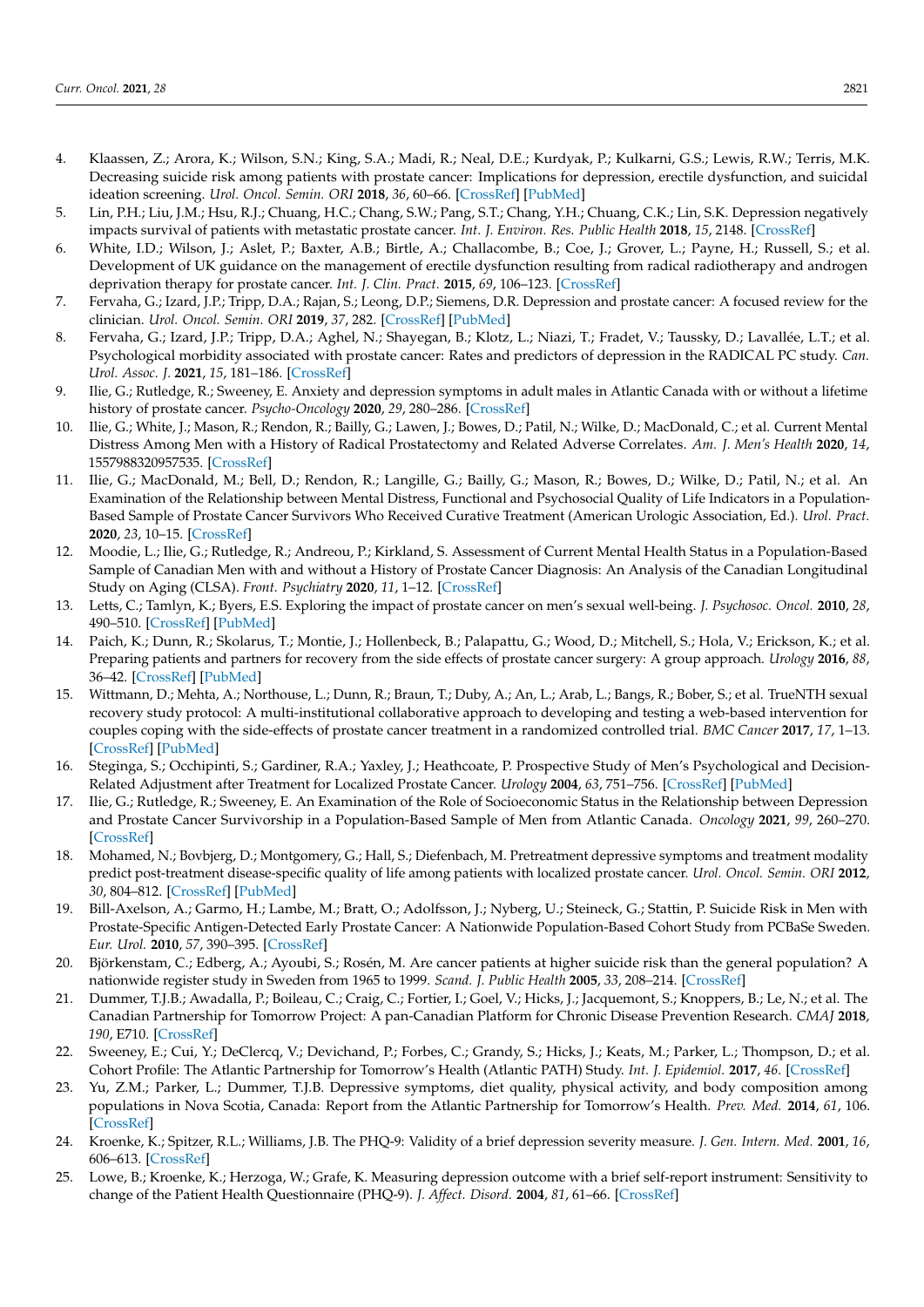4. Klaassen, Z.; Arora, K.; Wilson, S.N.; King, S.A.; Madi, R.; Neal, D.E.; Kurdyak, P.; Kulkarni, G.S.; Lewis, R.W.; Terris, M.K. Decreasing suicide risk among patients with prostate cancer: Implications for depression, erectile dysfunction, and suicidal ideation screening. *Urol. Oncol. Semin. ORI* **2018**, *36*, 60–66. [CrossRef] [PubMed]
5. Lin, P.H.; Liu, J.M.; Hsu, R.J.; Chuang, H.C.; Chang, S.W.; Pang, S.T.; Chang, Y.H.; Chuang, C.K.; Lin, S.K. Depression negatively impacts survival of patients with metastatic prostate cancer. *Int. J. Environ. Res. Public Health* **2018**, *15*, 2148. [CrossRef]
6. White, I.D.; Wilson, J.; Aslet, P.; Baxter, A.B.; Birtle, A.; Challacombe, B.; Coe, J.; Grover, L.; Payne, H.; Russell, S.; et al. Development of UK guidance on the management of erectile dysfunction resulting from radical radiotherapy and androgen deprivation therapy for prostate cancer. *Int. J. Clin. Pract.* **2015**, *69*, 106–123. [CrossRef]
7. Fervaha, G.; Izard, J.P.; Tripp, D.A.; Rajan, S.; Leong, D.P.; Siemens, D.R. Depression and prostate cancer: A focused review for the clinician. *Urol. Oncol. Semin. ORI* **2019**, *37*, 282. [CrossRef] [PubMed]
8. Fervaha, G.; Izard, J.P.; Tripp, D.A.; Aghel, N.; Shayegan, B.; Klotz, L.; Niazi, T.; Fradet, V.; Taussky, D.; Lavallée, L.T.; et al. Psychological morbidity associated with prostate cancer: Rates and predictors of depression in the RADICAL PC study. *Can. Urol. Assoc. J.* **2021**, *15*, 181–186. [CrossRef]
9. Ilie, G.; Rutledge, R.; Sweeney, E. Anxiety and depression symptoms in adult males in Atlantic Canada with or without a lifetime history of prostate cancer. *Psycho-Oncology* **2020**, *29*, 280–286. [CrossRef]
10. Ilie, G.; White, J.; Mason, R.; Rendon, R.; Bailly, G.; Lawen, J.; Bowes, D.; Patil, N.; Wilke, D.; MacDonald, C.; et al. Current Mental Distress Among Men with a History of Radical Prostatectomy and Related Adverse Correlates. *Am. J. Men's Health* **2020**, *14*, 1557988320957535. [CrossRef]
11. Ilie, G.; MacDonald, M.; Bell, D.; Rendon, R.; Langille, G.; Bailly, G.; Mason, R.; Bowes, D.; Wilke, D.; Patil, N.; et al. An Examination of the Relationship between Mental Distress, Functional and Psychosocial Quality of Life Indicators in a Population-Based Sample of Prostate Cancer Survivors Who Received Curative Treatment (American Urologic Association, Ed.). *Urol. Pract.* **2020**, *23*, 10–15. [CrossRef]
12. Moodie, L.; Ilie, G.; Rutledge, R.; Andreou, P.; Kirkland, S. Assessment of Current Mental Health Status in a Population-Based Sample of Canadian Men with and without a History of Prostate Cancer Diagnosis: An Analysis of the Canadian Longitudinal Study on Aging (CLSA). *Front. Psychiatry* **2020**, *11*, 1–12. [CrossRef]
13. Letts, C.; Tamlyn, K.; Byers, E.S. Exploring the impact of prostate cancer on men's sexual well-being. *J. Psychosoc. Oncol.* **2010**, *28*, 490–510. [CrossRef] [PubMed]
14. Paich, K.; Dunn, R.; Skolarus, T.; Montie, J.; Hollenbeck, B.; Palapattu, G.; Wood, D.; Mitchell, S.; Hola, V.; Erickson, K.; et al. Preparing patients and partners for recovery from the side effects of prostate cancer surgery: A group approach. *Urology* **2016**, *88*, 36–42. [CrossRef] [PubMed]
15. Wittmann, D.; Mehta, A.; Northouse, L.; Dunn, R.; Braun, T.; Duby, A.; An, L.; Arab, L.; Bangs, R.; Bober, S.; et al. TrueNTH sexual recovery study protocol: A multi-institutional collaborative approach to developing and testing a web-based intervention for couples coping with the side-effects of prostate cancer treatment in a randomized controlled trial. *BMC Cancer* **2017**, *17*, 1–13. [CrossRef] [PubMed]
16. Steginga, S.; Occhipinti, S.; Gardiner, R.A.; Yaxley, J.; Heathcoate, P. Prospective Study of Men's Psychological and Decision-Related Adjustment after Treatment for Localized Prostate Cancer. *Urology* **2004**, *63*, 751–756. [CrossRef] [PubMed]
17. Ilie, G.; Rutledge, R.; Sweeney, E. An Examination of the Role of Socioeconomic Status in the Relationship between Depression and Prostate Cancer Survivorship in a Population-Based Sample of Men from Atlantic Canada. *Oncology* **2021**, *99*, 260–270. [CrossRef]
18. Mohamed, N.; Bovbjerg, D.; Montgomery, G.; Hall, S.; Diefenbach, M. Pretreatment depressive symptoms and treatment modality predict post-treatment disease-specific quality of life among patients with localized prostate cancer. *Urol. Oncol. Semin. ORI* **2012**, *30*, 804–812. [CrossRef] [PubMed]
19. Bill-Axelson, A.; Garmo, H.; Lambe, M.; Bratt, O.; Adolfsson, J.; Nyberg, U.; Steineck, G.; Stattin, P. Suicide Risk in Men with Prostate-Specific Antigen-Detected Early Prostate Cancer: A Nationwide Population-Based Cohort Study from PCBaSe Sweden. *Eur. Urol.* **2010**, *57*, 390–395. [CrossRef]
20. Björkenstam, C.; Edberg, A.; Ayoubi, S.; Rosén, M. Are cancer patients at higher suicide risk than the general population? A nationwide register study in Sweden from 1965 to 1999. *Scand. J. Public Health* **2005**, *33*, 208–214. [CrossRef]
21. Dummer, T.J.B.; Awadalla, P.; Boileau, C.; Craig, C.; Fortier, I.; Goel, V.; Hicks, J.; Jacquemont, S.; Knoppers, B.; Le, N.; et al. The Canadian Partnership for Tomorrow Project: A pan-Canadian Platform for Chronic Disease Prevention Research. *CMAJ* **2018**, *190*, E710. [CrossRef]
22. Sweeney, E.; Cui, Y.; DeClercq, V.; Devichand, P.; Forbes, C.; Grandy, S.; Hicks, J.; Keats, M.; Parker, L.; Thompson, D.; et al. Cohort Profile: The Atlantic Partnership for Tomorrow's Health (Atlantic PATH) Study. *Int. J. Epidemiol.* **2017**, *46*. [CrossRef]
23. Yu, Z.M.; Parker, L.; Dummer, T.J.B. Depressive symptoms, diet quality, physical activity, and body composition among populations in Nova Scotia, Canada: Report from the Atlantic Partnership for Tomorrow's Health. *Prev. Med.* **2014**, *61*, 106. [CrossRef]
24. Kroenke, K.; Spitzer, R.L.; Williams, J.B. The PHQ-9: Validity of a brief depression severity measure. *J. Gen. Intern. Med.* **2001**, *16*, 606–613. [CrossRef]
25. Lowe, B.; Kroenke, K.; Herzoga, W.; Grafe, K. Measuring depression outcome with a brief self-report instrument: Sensitivity to change of the Patient Health Questionnaire (PHQ-9). *J. Affect. Disord.* **2004**, *81*, 61–66. [CrossRef]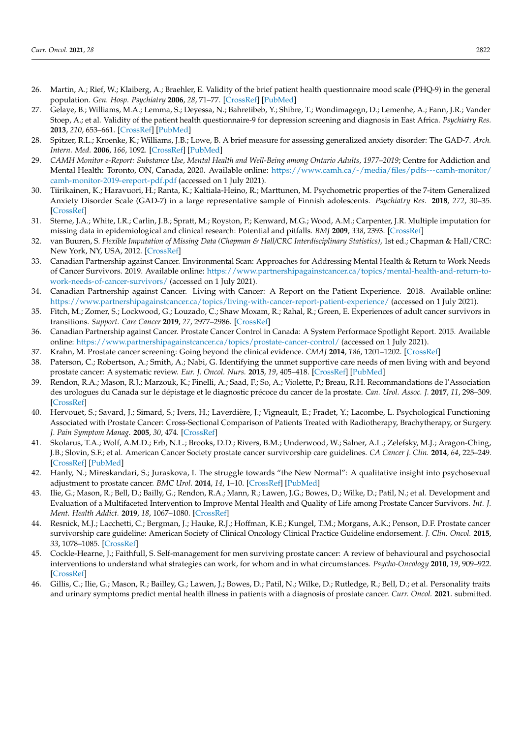26. Martin, A.; Rief, W.; Klaiberg, A.; Braehler, E. Validity of the brief patient health questionnaire mood scale (PHQ-9) in the general population. *Gen. Hosp. Psychiatry* **2006**, *28*, 71–77. [CrossRef] [PubMed]
27. Gelaye, B.; Williams, M.A.; Lemma, S.; Deyessa, N.; Bahretibeb, Y.; Shibre, T.; Wondimagegn, D.; Lemenhe, A.; Fann, J.R.; Vander Stoep, A.; et al. Validity of the patient health questionnaire-9 for depression screening and diagnosis in East Africa. *Psychiatry Res.* **2013**, *210*, 653–661. [CrossRef] [PubMed]
28. Spitzer, R.L.; Kroenke, K.; Williams, J.B.; Lowe, B. A brief measure for assessing generalized anxiety disorder: The GAD-7. *Arch. Intern. Med.* **2006**, *166*, 1092. [CrossRef] [PubMed]
29. *CAMH Monitor e-Report: Substance Use, Mental Health and Well-Being among Ontario Adults, 1977–2019*; Centre for Addiction and Mental Health: Toronto, ON, Canada, 2020. Available online: https://www.camh.ca/-/media/files/pdfs---camh-monitor/camh-monitor-2019-ereport-pdf.pdf (accessed on 1 July 2021).
30. Tiirikainen, K.; Haravuori, H.; Ranta, K.; Kaltiala-Heino, R.; Marttunen, M. Psychometric properties of the 7-item Generalized Anxiety Disorder Scale (GAD-7) in a large representative sample of Finnish adolescents. *Psychiatry Res.* **2018**, *272*, 30–35. [CrossRef]
31. Sterne, J.A.; White, I.R.; Carlin, J.B.; Spratt, M.; Royston, P.; Kenward, M.G.; Wood, A.M.; Carpenter, J.R. Multiple imputation for missing data in epidemiological and clinical research: Potential and pitfalls. *BMJ* **2009**, *338*, 2393. [CrossRef]
32. van Buuren, S. *Flexible Imputation of Missing Data (Chapman & Hall/CRC Interdisciplinary Statistics)*, 1st ed.; Chapman & Hall/CRC: New York, NY, USA, 2012. [CrossRef]
33. Canadian Partnership against Cancer. Environmental Scan: Approaches for Addressing Mental Health & Return to Work Needs of Cancer Survivors. 2019. Available online: https://www.partnershipagainstcancer.ca/topics/mental-health-and-return-to-work-needs-of-cancer-survivors/ (accessed on 1 July 2021).
34. Canadian Partnership against Cancer. Living with Cancer: A Report on the Patient Experience. 2018. Available online: https://www.partnershipagainstcancer.ca/topics/living-with-cancer-report-patient-experience/ (accessed on 1 July 2021).
35. Fitch, M.; Zomer, S.; Lockwood, G.; Louzado, C.; Shaw Moxam, R.; Rahal, R.; Green, E. Experiences of adult cancer survivors in transitions. *Support. Care Cancer* **2019**, *27*, 2977–2986. [CrossRef]
36. Canadian Partnership against Cancer. Prostate Cancer Control in Canada: A System Performace Spotlight Report. 2015. Available online: https://www.partnershipagainstcancer.ca/topics/prostate-cancer-control/ (accessed on 1 July 2021).
37. Krahn, M. Prostate cancer screening: Going beyond the clinical evidence. *CMAJ* **2014**, *186*, 1201–1202. [CrossRef]
38. Paterson, C.; Robertson, A.; Smith, A.; Nabi, G. Identifying the unmet supportive care needs of men living with and beyond prostate cancer: A systematic review. *Eur. J. Oncol. Nurs.* **2015**, *19*, 405–418. [CrossRef] [PubMed]
39. Rendon, R.A.; Mason, R.J.; Marzouk, K.; Finelli, A.; Saad, F.; So, A.; Violette, P.; Breau, R.H. Recommandations de l'Association des urologues du Canada sur le dépistage et le diagnostic précoce du cancer de la prostate. *Can. Urol. Assoc. J.* **2017**, *11*, 298–309. [CrossRef]
40. Hervouet, S.; Savard, J.; Simard, S.; Ivers, H.; Laverdière, J.; Vigneault, E.; Fradet, Y.; Lacombe, L. Psychological Functioning Associated with Prostate Cancer: Cross-Sectional Comparison of Patients Treated with Radiotherapy, Brachytherapy, or Surgery. *J. Pain Symptom Manag.* **2005**, *30*, 474. [CrossRef]
41. Skolarus, T.A.; Wolf, A.M.D.; Erb, N.L.; Brooks, D.D.; Rivers, B.M.; Underwood, W.; Salner, A.L.; Zelefsky, M.J.; Aragon-Ching, J.B.; Slovin, S.F.; et al. American Cancer Society prostate cancer survivorship care guidelines. *CA Cancer J. Clin.* **2014**, *64*, 225–249. [CrossRef] [PubMed]
42. Hanly, N.; Mireskandari, S.; Juraskova, I. The struggle towards "the New Normal": A qualitative insight into psychosexual adjustment to prostate cancer. *BMC Urol.* **2014**, *14*, 1–10. [CrossRef] [PubMed]
43. Ilie, G.; Mason, R.; Bell, D.; Bailly, G.; Rendon, R.A.; Mann, R.; Lawen, J.G.; Bowes, D.; Wilke, D.; Patil, N.; et al. Development and Evaluation of a Multifaceted Intervention to Improve Mental Health and Quality of Life among Prostate Cancer Survivors. *Int. J. Ment. Health Addict.* **2019**, *18*, 1067–1080. [CrossRef]
44. Resnick, M.J.; Lacchetti, C.; Bergman, J.; Hauke, R.J.; Hoffman, K.E.; Kungel, T.M.; Morgans, A.K.; Penson, D.F. Prostate cancer survivorship care guideline: American Society of Clinical Oncology Clinical Practice Guideline endorsement. *J. Clin. Oncol.* **2015**, *33*, 1078–1085. [CrossRef]
45. Cockle-Hearne, J.; Faithfull, S. Self-management for men surviving prostate cancer: A review of behavioural and psychosocial interventions to understand what strategies can work, for whom and in what circumstances. *Psycho-Oncology* **2010**, *19*, 909–922. [CrossRef]
46. Gillis, C.; Ilie, G.; Mason, R.; Bailey, G.; Lawen, J.; Bowes, D.; Patil, N.; Wilke, D.; Rutledge, R.; Bell, D.; et al. Personality traits and urinary symptoms predict mental health illness in patients with a diagnosis of prostate cancer. *Curr. Oncol.* **2021**. submitted.